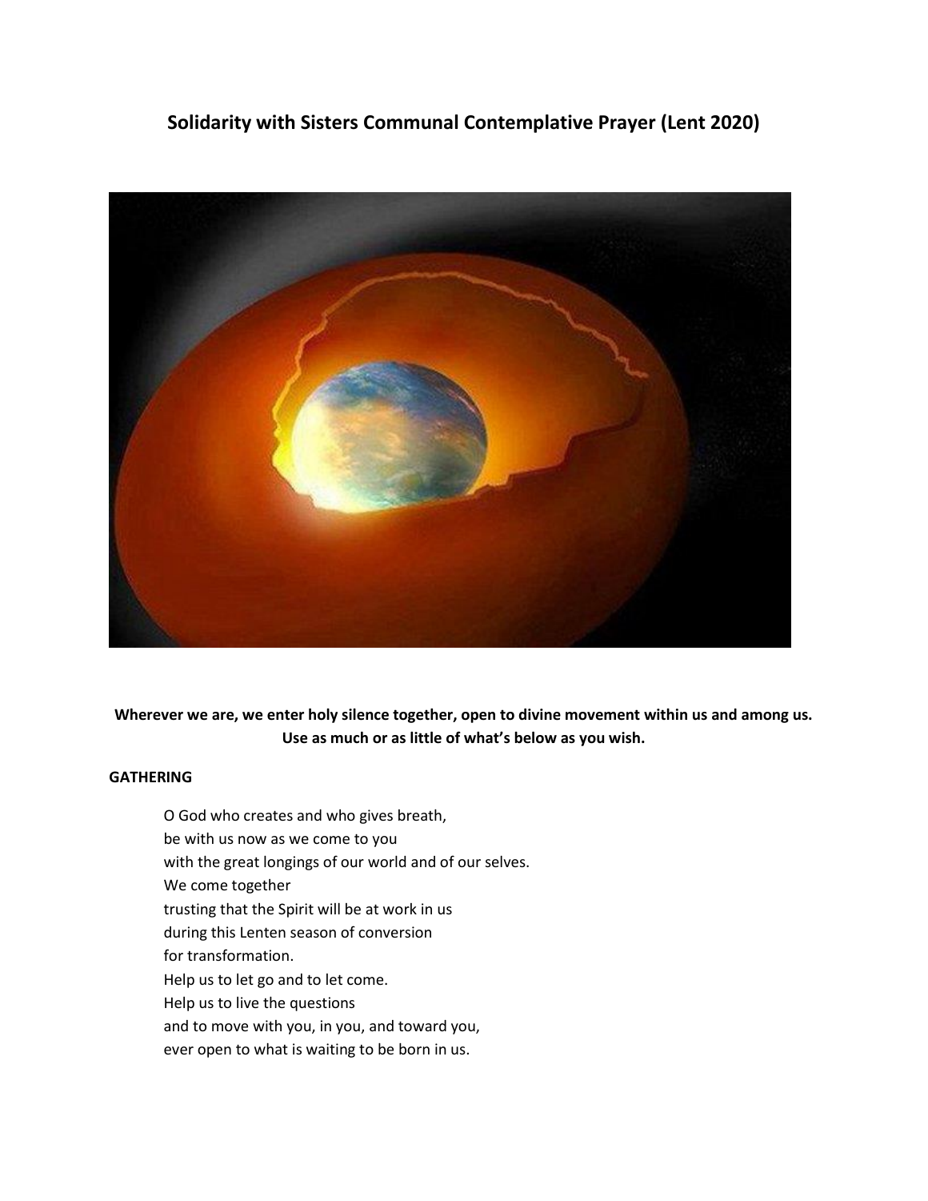# Solidarity with Sisters Communal Contemplative Prayer (Lent 2020)

**Wherever we are, we enter holy silence together, open to divine movement within us and among us. Use as much or as little of what's below as you wish.**

**GATHERING**

O God who creates and who gives breath,
be with us now as we come to you
with the great longings of our world and of our selves.
We come together
trusting that the Spirit will be at work in us
during this Lenten season of conversion
for transformation.
Help us to let go and to let come.
Help us to live the questions
and to move with you, in you, and toward you,
ever open to what is waiting to be born in us.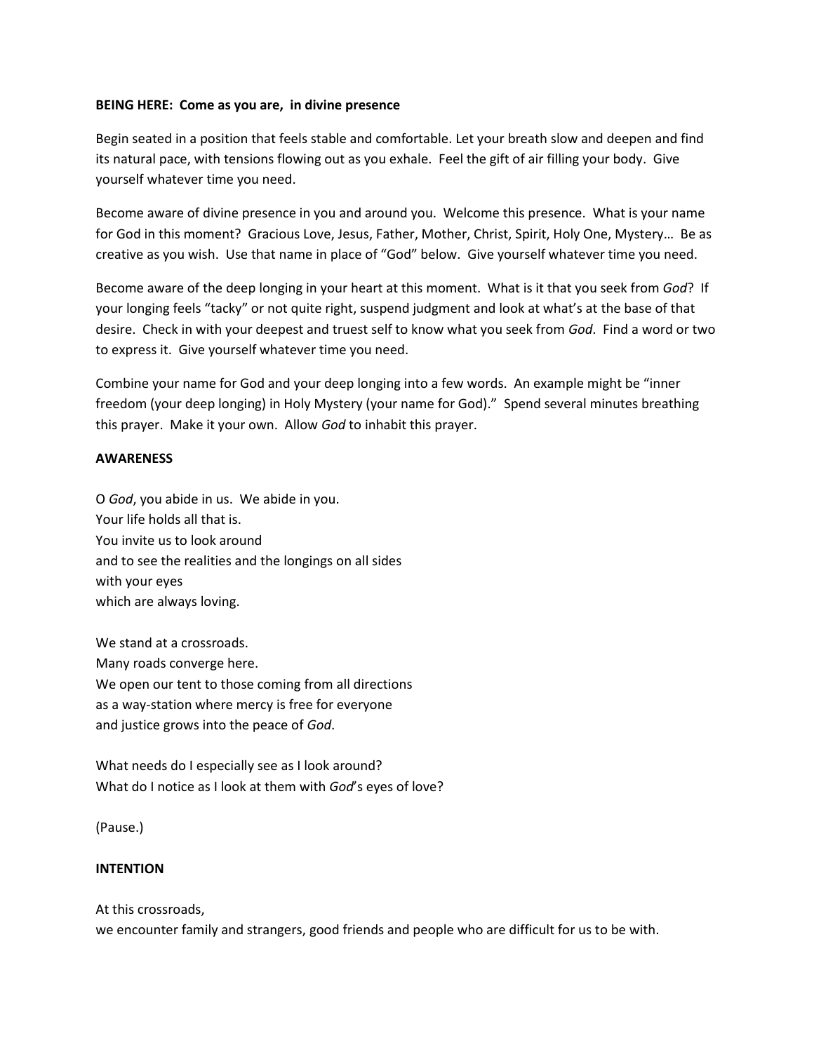**BEING HERE: Come as you are, in divine presence**

Begin seated in a position that feels stable and comfortable. Let your breath slow and deepen and find its natural pace, with tensions flowing out as you exhale. Feel the gift of air filling your body. Give yourself whatever time you need.

Become aware of divine presence in you and around you. Welcome this presence. What is your name for God in this moment? Gracious Love, Jesus, Father, Mother, Christ, Spirit, Holy One, Mystery… Be as creative as you wish. Use that name in place of "God" below. Give yourself whatever time you need.

Become aware of the deep longing in your heart at this moment. What is it that you seek from *God*? If your longing feels "tacky" or not quite right, suspend judgment and look at what's at the base of that desire. Check in with your deepest and truest self to know what you seek from *God*. Find a word or two to express it. Give yourself whatever time you need.

Combine your name for God and your deep longing into a few words. An example might be "inner freedom (your deep longing) in Holy Mystery (your name for God)." Spend several minutes breathing this prayer. Make it your own. Allow *God* to inhabit this prayer.

**AWARENESS**

O *God*, you abide in us. We abide in you.
Your life holds all that is.
You invite us to look around
and to see the realities and the longings on all sides
with your eyes
which are always loving.

We stand at a crossroads.
Many roads converge here.
We open our tent to those coming from all directions
as a way-station where mercy is free for everyone
and justice grows into the peace of *God*.

What needs do I especially see as I look around?
What do I notice as I look at them with *God*'s eyes of love?

(Pause.)

**INTENTION**

At this crossroads,
we encounter family and strangers, good friends and people who are difficult for us to be with.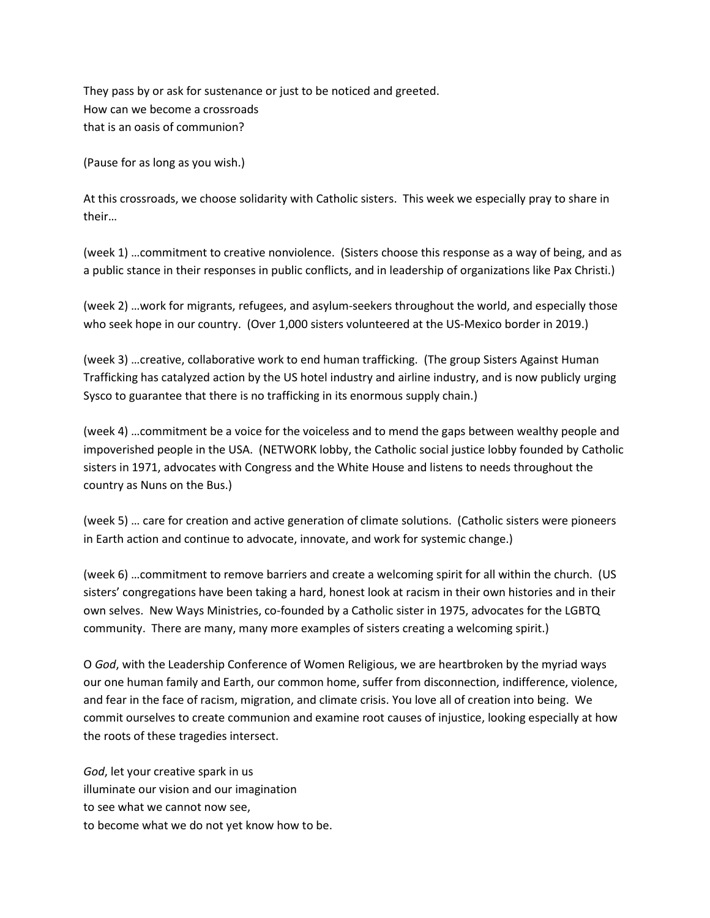They pass by or ask for sustenance or just to be noticed and greeted.
How can we become a crossroads
that is an oasis of communion?

(Pause for as long as you wish.)

At this crossroads, we choose solidarity with Catholic sisters. This week we especially pray to share in their…

(week 1) …commitment to creative nonviolence. (Sisters choose this response as a way of being, and as a public stance in their responses in public conflicts, and in leadership of organizations like Pax Christi.)

(week 2) …work for migrants, refugees, and asylum-seekers throughout the world, and especially those who seek hope in our country. (Over 1,000 sisters volunteered at the US-Mexico border in 2019.)

(week 3) …creative, collaborative work to end human trafficking. (The group Sisters Against Human Trafficking has catalyzed action by the US hotel industry and airline industry, and is now publicly urging Sysco to guarantee that there is no trafficking in its enormous supply chain.)

(week 4) …commitment be a voice for the voiceless and to mend the gaps between wealthy people and impoverished people in the USA. (NETWORK lobby, the Catholic social justice lobby founded by Catholic sisters in 1971, advocates with Congress and the White House and listens to needs throughout the country as Nuns on the Bus.)

(week 5) … care for creation and active generation of climate solutions. (Catholic sisters were pioneers in Earth action and continue to advocate, innovate, and work for systemic change.)

(week 6) …commitment to remove barriers and create a welcoming spirit for all within the church. (US sisters' congregations have been taking a hard, honest look at racism in their own histories and in their own selves. New Ways Ministries, co-founded by a Catholic sister in 1975, advocates for the LGBTQ community. There are many, many more examples of sisters creating a welcoming spirit.)

O *God*, with the Leadership Conference of Women Religious, we are heartbroken by the myriad ways our one human family and Earth, our common home, suffer from disconnection, indifference, violence, and fear in the face of racism, migration, and climate crisis. You love all of creation into being. We commit ourselves to create communion and examine root causes of injustice, looking especially at how the roots of these tragedies intersect.

*God*, let your creative spark in us
illuminate our vision and our imagination
to see what we cannot now see,
to become what we do not yet know how to be.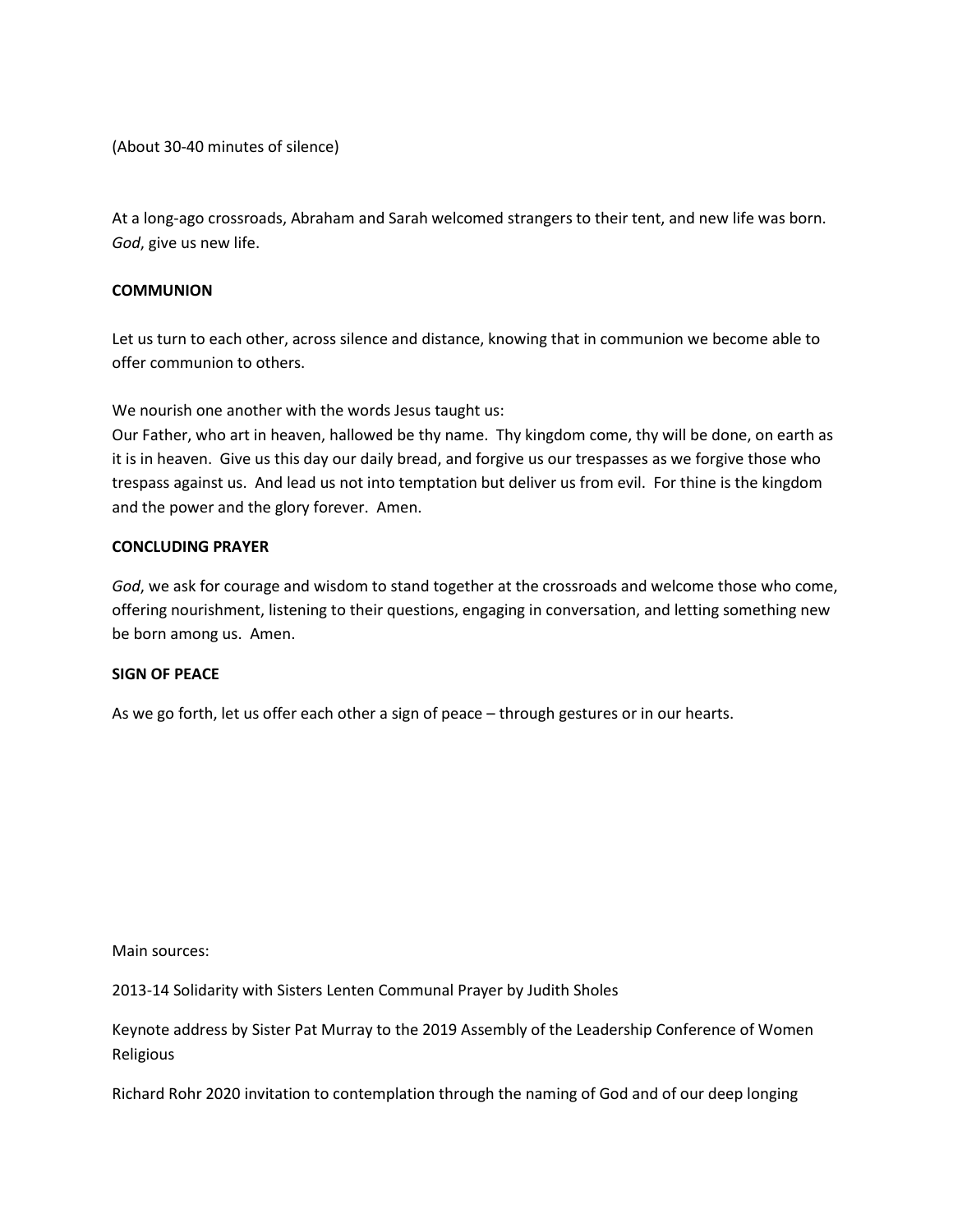(About 30-40 minutes of silence)

At a long-ago crossroads, Abraham and Sarah welcomed strangers to their tent, and new life was born. *God*, give us new life.

**COMMUNION**

Let us turn to each other, across silence and distance, knowing that in communion we become able to offer communion to others.

We nourish one another with the words Jesus taught us:
Our Father, who art in heaven, hallowed be thy name. Thy kingdom come, thy will be done, on earth as it is in heaven. Give us this day our daily bread, and forgive us our trespasses as we forgive those who trespass against us. And lead us not into temptation but deliver us from evil. For thine is the kingdom and the power and the glory forever. Amen.

**CONCLUDING PRAYER**

*God*, we ask for courage and wisdom to stand together at the crossroads and welcome those who come, offering nourishment, listening to their questions, engaging in conversation, and letting something new be born among us. Amen.

**SIGN OF PEACE**

As we go forth, let us offer each other a sign of peace – through gestures or in our hearts.

Main sources:

2013-14 Solidarity with Sisters Lenten Communal Prayer by Judith Sholes

Keynote address by Sister Pat Murray to the 2019 Assembly of the Leadership Conference of Women Religious

Richard Rohr 2020 invitation to contemplation through the naming of God and of our deep longing